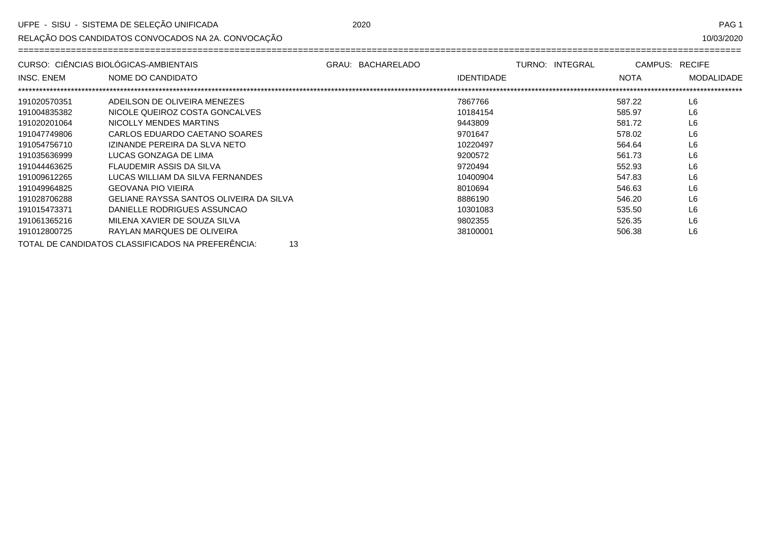UFPE - SISU - SISTEMA DE SELEÇÃO UNIFICADA 2020

RELAÇÃO DOS CANDIDATOS CONVOCADOS NA 2A. CONVOCAÇÃO 10/03/2020

CURSO: CIÊNCIAS BIOLÓGICAS-AMBIENTAIS GRAU: BACHARELADO TURNO: INTEGRAL CAMPUS: RECIFE

| INSC. ENEM | NOME DO CANDIDATO | IDENTIDADE | NOTA | MODALIDADE |
|---|---|---|---|---|
| 191020570351 | ADEILSON DE OLIVEIRA MENEZES | 7867766 | 587.22 | L6 |
| 191004835382 | NICOLE QUEIROZ COSTA GONCALVES | 10184154 | 585.97 | L6 |
| 191020201064 | NICOLLY MENDES MARTINS | 9443809 | 581.72 | L6 |
| 191047749806 | CARLOS EDUARDO CAETANO SOARES | 9701647 | 578.02 | L6 |
| 191054756710 | IZINANDE PEREIRA DA SLVA NETO | 10220497 | 564.64 | L6 |
| 191035636999 | LUCAS GONZAGA DE LIMA | 9200572 | 561.73 | L6 |
| 191044463625 | FLAUDEMIR ASSIS DA SILVA | 9720494 | 552.93 | L6 |
| 191009612265 | LUCAS WILLIAM DA SILVA FERNANDES | 10400904 | 547.83 | L6 |
| 191049964825 | GEOVANA PIO VIEIRA | 8010694 | 546.63 | L6 |
| 191028706288 | GELIANE RAYSSA SANTOS OLIVEIRA DA SILVA | 8886190 | 546.20 | L6 |
| 191015473371 | DANIELLE RODRIGUES ASSUNCAO | 10301083 | 535.50 | L6 |
| 191061365216 | MILENA XAVIER DE SOUZA SILVA | 9802355 | 526.35 | L6 |
| 191012800725 | RAYLAN MARQUES DE OLIVEIRA | 38100001 | 506.38 | L6 |

TOTAL DE CANDIDATOS CLASSIFICADOS NA PREFERÊNCIA: 13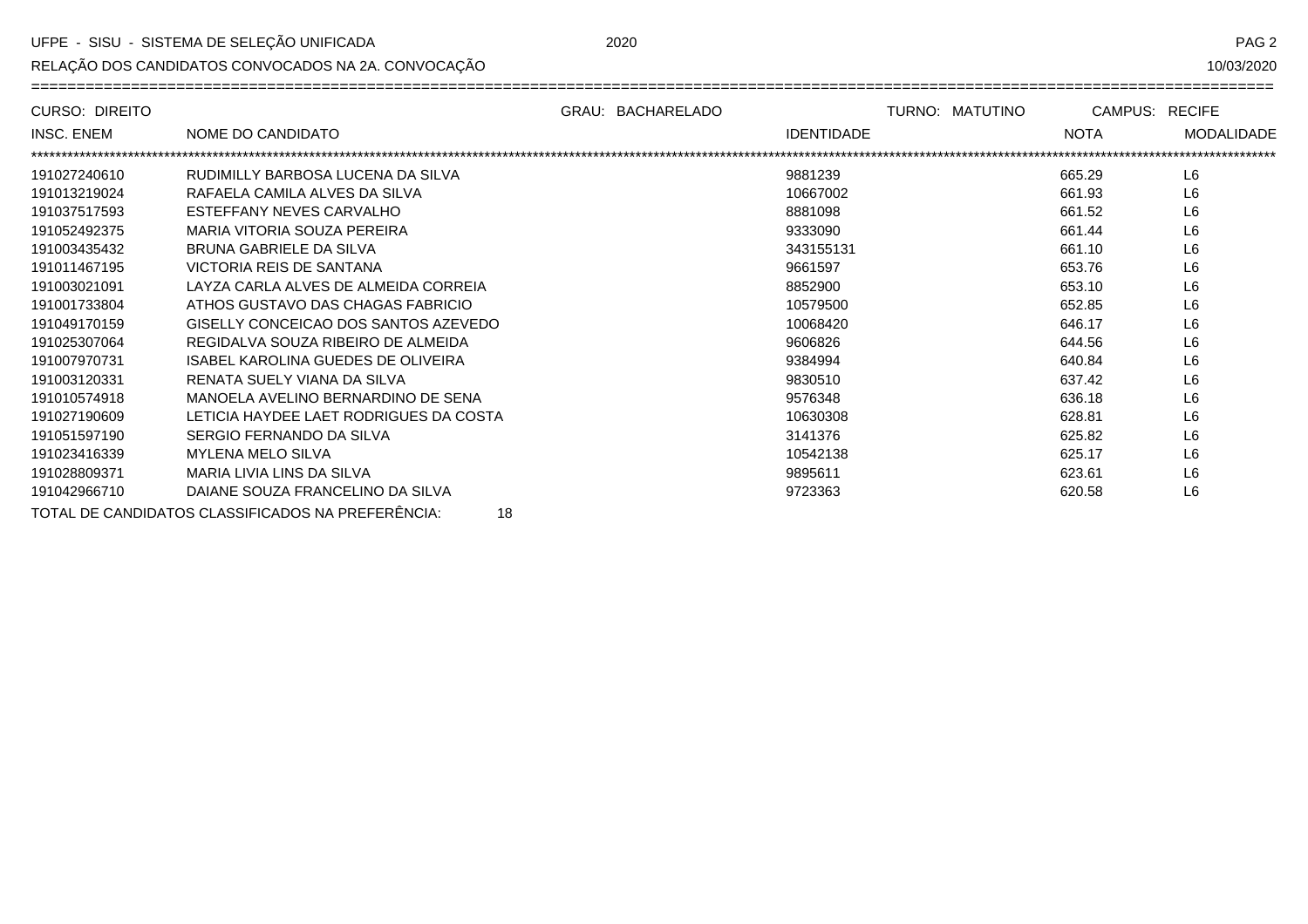UFPE - SISU - SISTEMA DE SELEÇÃO UNIFICADA 2020

RELAÇÃO DOS CANDIDATOS CONVOCADOS NA 2A. CONVOCAÇÃO 10/03/2020

CURSO: DIREITO GRAU: BACHARELADO TURNO: MATUTINO CAMPUS: RECIFE

| INSC. ENEM | NOME DO CANDIDATO | IDENTIDADE | NOTA | MODALIDADE |
|---|---|---|---|---|
| 191027240610 | RUDIMILLY BARBOSA LUCENA DA SILVA | 9881239 | 665.29 | L6 |
| 191013219024 | RAFAELA CAMILA ALVES DA SILVA | 10667002 | 661.93 | L6 |
| 191037517593 | ESTEFFANY NEVES CARVALHO | 8881098 | 661.52 | L6 |
| 191052492375 | MARIA VITORIA SOUZA PEREIRA | 9333090 | 661.44 | L6 |
| 191003435432 | BRUNA GABRIELE DA SILVA | 343155131 | 661.10 | L6 |
| 191011467195 | VICTORIA REIS DE SANTANA | 9661597 | 653.76 | L6 |
| 191003021091 | LAYZA CARLA ALVES DE ALMEIDA CORREIA | 8852900 | 653.10 | L6 |
| 191001733804 | ATHOS GUSTAVO DAS CHAGAS FABRICIO | 10579500 | 652.85 | L6 |
| 191049170159 | GISELLY CONCEICAO DOS SANTOS AZEVEDO | 10068420 | 646.17 | L6 |
| 191025307064 | REGIDALVA SOUZA RIBEIRO DE ALMEIDA | 9606826 | 644.56 | L6 |
| 191007970731 | ISABEL KAROLINA GUEDES DE OLIVEIRA | 9384994 | 640.84 | L6 |
| 191003120331 | RENATA SUELY VIANA DA SILVA | 9830510 | 637.42 | L6 |
| 191010574918 | MANOELA AVELINO BERNARDINO DE SENA | 9576348 | 636.18 | L6 |
| 191027190609 | LETICIA HAYDEE LAET RODRIGUES DA COSTA | 10630308 | 628.81 | L6 |
| 191051597190 | SERGIO FERNANDO DA SILVA | 3141376 | 625.82 | L6 |
| 191023416339 | MYLENA MELO SILVA | 10542138 | 625.17 | L6 |
| 191028809371 | MARIA LIVIA LINS DA SILVA | 9895611 | 623.61 | L6 |
| 191042966710 | DAIANE SOUZA FRANCELINO DA SILVA | 9723363 | 620.58 | L6 |

TOTAL DE CANDIDATOS CLASSIFICADOS NA PREFERÊNCIA: 18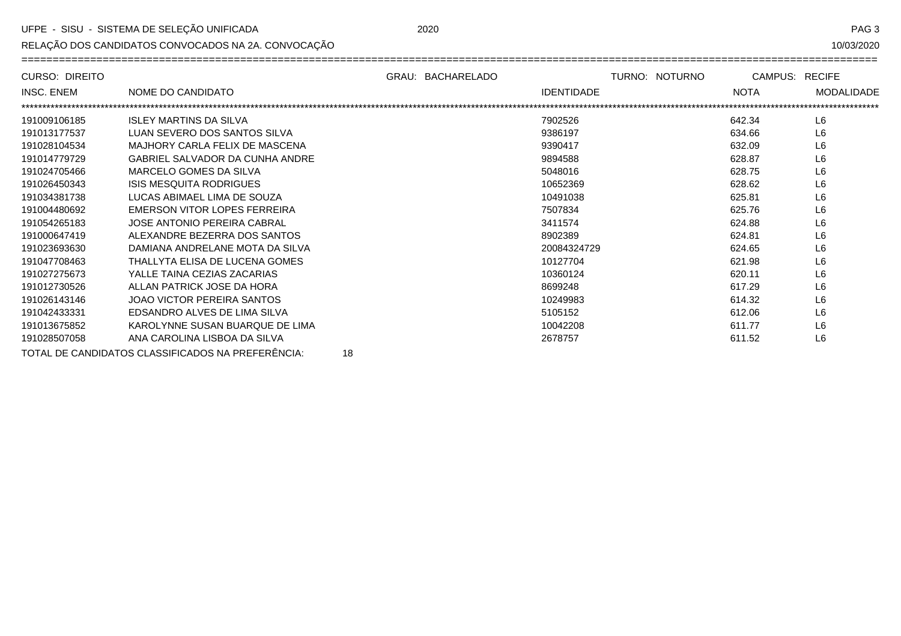UFPE - SISU - SISTEMA DE SELEÇÃO UNIFICADA 2020

RELAÇÃO DOS CANDIDATOS CONVOCADOS NA 2A. CONVOCAÇÃO 10/03/2020

CURSO: DIREITO GRAU: BACHARELADO TURNO: NOTURNO CAMPUS: RECIFE

| INSC. ENEM | NOME DO CANDIDATO | IDENTIDADE | NOTA | MODALIDADE |
|---|---|---|---|---|
| 191009106185 | ISLEY MARTINS DA SILVA | 7902526 | 642.34 | L6 |
| 191013177537 | LUAN SEVERO DOS SANTOS SILVA | 9386197 | 634.66 | L6 |
| 191028104534 | MAJHORY CARLA FELIX DE MASCENA | 9390417 | 632.09 | L6 |
| 191014779729 | GABRIEL SALVADOR DA CUNHA ANDRE | 9894588 | 628.87 | L6 |
| 191024705466 | MARCELO GOMES DA SILVA | 5048016 | 628.75 | L6 |
| 191026450343 | ISIS MESQUITA RODRIGUES | 10652369 | 628.62 | L6 |
| 191034381738 | LUCAS ABIMAEL LIMA DE SOUZA | 10491038 | 625.81 | L6 |
| 191004480692 | EMERSON VITOR LOPES FERREIRA | 7507834 | 625.76 | L6 |
| 191054265183 | JOSE ANTONIO PEREIRA CABRAL | 3411574 | 624.88 | L6 |
| 191000647419 | ALEXANDRE BEZERRA DOS SANTOS | 8902389 | 624.81 | L6 |
| 191023693630 | DAMIANA ANDRELANE MOTA DA SILVA | 20084324729 | 624.65 | L6 |
| 191047708463 | THALLYTA ELISA DE LUCENA GOMES | 10127704 | 621.98 | L6 |
| 191027275673 | YALLE TAINA CEZIAS ZACARIAS | 10360124 | 620.11 | L6 |
| 191012730526 | ALLAN PATRICK JOSE DA HORA | 8699248 | 617.29 | L6 |
| 191026143146 | JOAO VICTOR PEREIRA SANTOS | 10249983 | 614.32 | L6 |
| 191042433331 | EDSANDRO ALVES DE LIMA SILVA | 5105152 | 612.06 | L6 |
| 191013675852 | KAROLYNNE SUSAN BUARQUE DE LIMA | 10042208 | 611.77 | L6 |
| 191028507058 | ANA CAROLINA LISBOA DA SILVA | 2678757 | 611.52 | L6 |

TOTAL DE CANDIDATOS CLASSIFICADOS NA PREFERÊNCIA: 18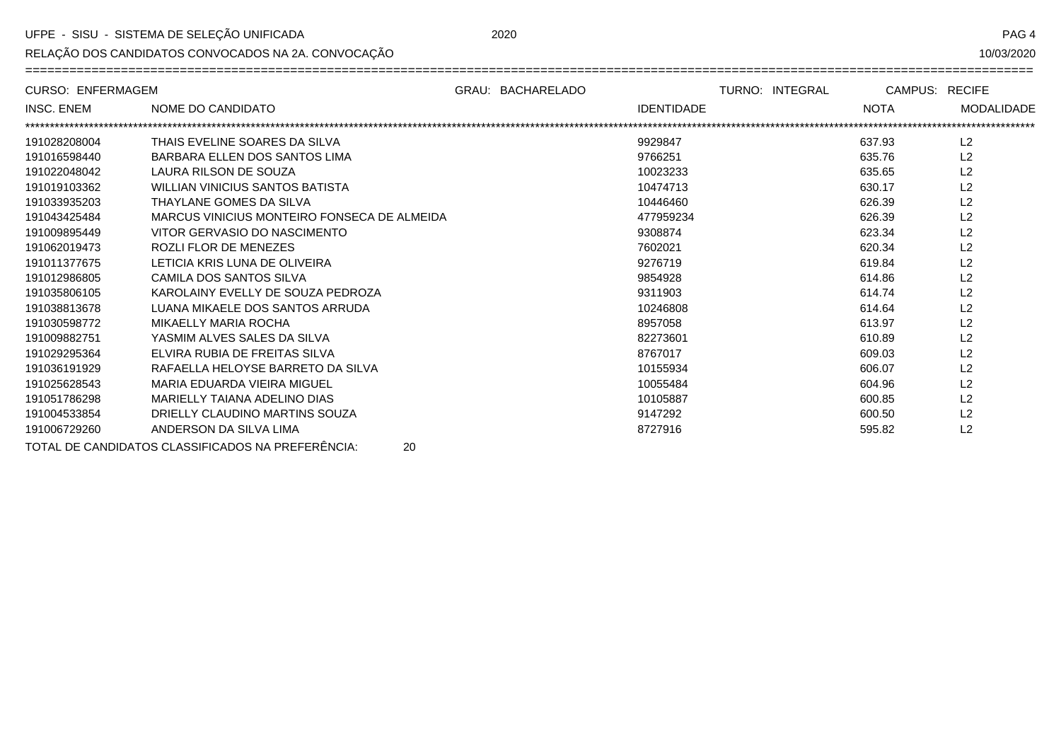UFPE - SISU - SISTEMA DE SELEÇÃO UNIFICADA 2020

RELAÇÃO DOS CANDIDATOS CONVOCADOS NA 2A. CONVOCAÇÃO 10/03/2020

CURSO: ENFERMAGEM GRAU: BACHARELADO TURNO: INTEGRAL CAMPUS: RECIFE

| INSC. ENEM | NOME DO CANDIDATO | IDENTIDADE | NOTA | MODALIDADE |
|---|---|---|---|---|
| 191028208004 | THAIS EVELINE SOARES DA SILVA | 9929847 | 637.93 | L2 |
| 191016598440 | BARBARA ELLEN DOS SANTOS LIMA | 9766251 | 635.76 | L2 |
| 191022048042 | LAURA RILSON DE SOUZA | 10023233 | 635.65 | L2 |
| 191019103362 | WILLIAN VINICIUS SANTOS BATISTA | 10474713 | 630.17 | L2 |
| 191033935203 | THAYLANE GOMES DA SILVA | 10446460 | 626.39 | L2 |
| 191043425484 | MARCUS VINICIUS MONTEIRO FONSECA DE ALMEIDA | 477959234 | 626.39 | L2 |
| 191009895449 | VITOR GERVASIO DO NASCIMENTO | 9308874 | 623.34 | L2 |
| 191062019473 | ROZLI FLOR DE MENEZES | 7602021 | 620.34 | L2 |
| 191011377675 | LETICIA KRIS LUNA DE OLIVEIRA | 9276719 | 619.84 | L2 |
| 191012986805 | CAMILA DOS SANTOS SILVA | 9854928 | 614.86 | L2 |
| 191035806105 | KAROLAINY EVELLY DE SOUZA PEDROZA | 9311903 | 614.74 | L2 |
| 191038813678 | LUANA MIKAELE DOS SANTOS ARRUDA | 10246808 | 614.64 | L2 |
| 191030598772 | MIKAELLY MARIA ROCHA | 8957058 | 613.97 | L2 |
| 191009882751 | YASMIM ALVES SALES DA SILVA | 82273601 | 610.89 | L2 |
| 191029295364 | ELVIRA RUBIA DE FREITAS SILVA | 8767017 | 609.03 | L2 |
| 191036191929 | RAFAELLA HELOYSE BARRETO DA SILVA | 10155934 | 606.07 | L2 |
| 191025628543 | MARIA EDUARDA VIEIRA MIGUEL | 10055484 | 604.96 | L2 |
| 191051786298 | MARIELLY TAIANA ADELINO DIAS | 10105887 | 600.85 | L2 |
| 191004533854 | DRIELLY CLAUDINO MARTINS SOUZA | 9147292 | 600.50 | L2 |
| 191006729260 | ANDERSON DA SILVA LIMA | 8727916 | 595.82 | L2 |

TOTAL DE CANDIDATOS CLASSIFICADOS NA PREFERÊNCIA: 20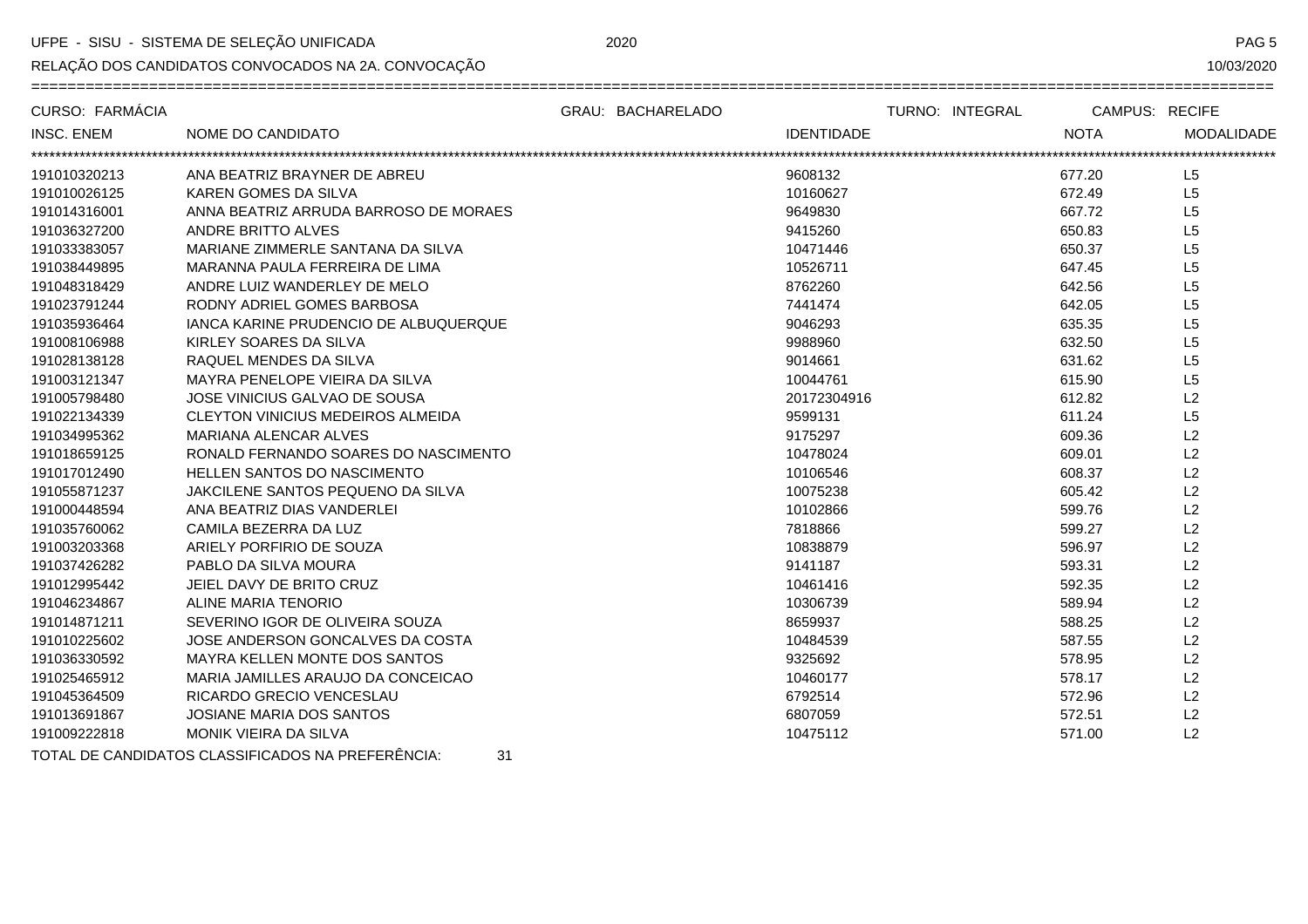UFPE - SISU - SISTEMA DE SELEÇÃO UNIFICADA 2020

RELAÇÃO DOS CANDIDATOS CONVOCADOS NA 2A. CONVOCAÇÃO 10/03/2020

CURSO: FARMÁCIA GRAU: BACHARELADO TURNO: INTEGRAL CAMPUS: RECIFE

| INSC. ENEM | NOME DO CANDIDATO | IDENTIDADE | NOTA | MODALIDADE |
|---|---|---|---|---|
| 191010320213 | ANA BEATRIZ BRAYNER DE ABREU | 9608132 | 677.20 | L5 |
| 191010026125 | KAREN GOMES DA SILVA | 10160627 | 672.49 | L5 |
| 191014316001 | ANNA BEATRIZ ARRUDA BARROSO DE MORAES | 9649830 | 667.72 | L5 |
| 191036327200 | ANDRE BRITTO ALVES | 9415260 | 650.83 | L5 |
| 191033383057 | MARIANE ZIMMERLE SANTANA DA SILVA | 10471446 | 650.37 | L5 |
| 191038449895 | MARANNA PAULA FERREIRA DE LIMA | 10526711 | 647.45 | L5 |
| 191048318429 | ANDRE LUIZ WANDERLEY DE MELO | 8762260 | 642.56 | L5 |
| 191023791244 | RODNY ADRIEL GOMES BARBOSA | 7441474 | 642.05 | L5 |
| 191035936464 | IANCA KARINE PRUDENCIO DE ALBUQUERQUE | 9046293 | 635.35 | L5 |
| 191008106988 | KIRLEY SOARES DA SILVA | 9988960 | 632.50 | L5 |
| 191028138128 | RAQUEL MENDES DA SILVA | 9014661 | 631.62 | L5 |
| 191003121347 | MAYRA PENELOPE VIEIRA DA SILVA | 10044761 | 615.90 | L5 |
| 191005798480 | JOSE VINICIUS GALVAO DE SOUSA | 20172304916 | 612.82 | L2 |
| 191022134339 | CLEYTON VINICIUS MEDEIROS ALMEIDA | 9599131 | 611.24 | L5 |
| 191034995362 | MARIANA ALENCAR ALVES | 9175297 | 609.36 | L2 |
| 191018659125 | RONALD FERNANDO SOARES DO NASCIMENTO | 10478024 | 609.01 | L2 |
| 191017012490 | HELLEN SANTOS DO NASCIMENTO | 10106546 | 608.37 | L2 |
| 191055871237 | JAKCILENE SANTOS PEQUENO DA SILVA | 10075238 | 605.42 | L2 |
| 191000448594 | ANA BEATRIZ DIAS VANDERLEI | 10102866 | 599.76 | L2 |
| 191035760062 | CAMILA BEZERRA DA LUZ | 7818866 | 599.27 | L2 |
| 191003203368 | ARIELY PORFIRIO DE SOUZA | 10838879 | 596.97 | L2 |
| 191037426282 | PABLO DA SILVA MOURA | 9141187 | 593.31 | L2 |
| 191012995442 | JEIEL DAVY DE BRITO CRUZ | 10461416 | 592.35 | L2 |
| 191046234867 | ALINE MARIA TENORIO | 10306739 | 589.94 | L2 |
| 191014871211 | SEVERINO IGOR DE OLIVEIRA SOUZA | 8659937 | 588.25 | L2 |
| 191010225602 | JOSE ANDERSON GONCALVES DA COSTA | 10484539 | 587.55 | L2 |
| 191036330592 | MAYRA KELLEN MONTE DOS SANTOS | 9325692 | 578.95 | L2 |
| 191025465912 | MARIA JAMILLES ARAUJO DA CONCEICAO | 10460177 | 578.17 | L2 |
| 191045364509 | RICARDO GRECIO VENCESLAU | 6792514 | 572.96 | L2 |
| 191013691867 | JOSIANE MARIA DOS SANTOS | 6807059 | 572.51 | L2 |
| 191009222818 | MONIK VIEIRA DA SILVA | 10475112 | 571.00 | L2 |

TOTAL DE CANDIDATOS CLASSIFICADOS NA PREFERÊNCIA: 31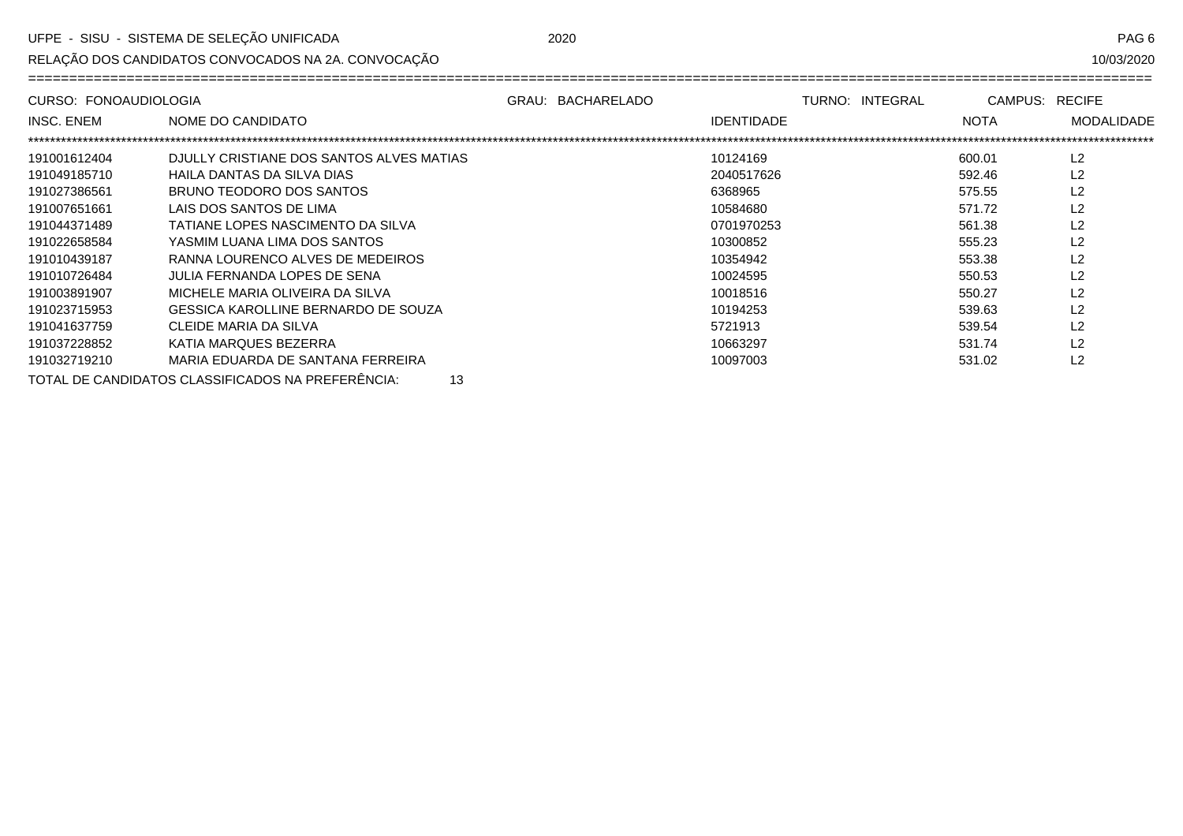UFPE - SISU - SISTEMA DE SELEÇÃO UNIFICADA 2020

RELAÇÃO DOS CANDIDATOS CONVOCADOS NA 2A. CONVOCAÇÃO 10/03/2020

CURSO: FONOAUDIOLOGIA GRAU: BACHARELADO TURNO: INTEGRAL CAMPUS: RECIFE

| INSC. ENEM | NOME DO CANDIDATO | IDENTIDADE | NOTA | MODALIDADE |
|---|---|---|---|---|
| 191001612404 | DJULLY CRISTIANE DOS SANTOS ALVES MATIAS | 10124169 | 600.01 | L2 |
| 191049185710 | HAILA DANTAS DA SILVA DIAS | 2040517626 | 592.46 | L2 |
| 191027386561 | BRUNO TEODORO DOS SANTOS | 6368965 | 575.55 | L2 |
| 191007651661 | LAIS DOS SANTOS DE LIMA | 10584680 | 571.72 | L2 |
| 191044371489 | TATIANE LOPES NASCIMENTO DA SILVA | 0701970253 | 561.38 | L2 |
| 191022658584 | YASMIM LUANA LIMA DOS SANTOS | 10300852 | 555.23 | L2 |
| 191010439187 | RANNA LOURENCO ALVES DE MEDEIROS | 10354942 | 553.38 | L2 |
| 191010726484 | JULIA FERNANDA LOPES DE SENA | 10024595 | 550.53 | L2 |
| 191003891907 | MICHELE MARIA OLIVEIRA DA SILVA | 10018516 | 550.27 | L2 |
| 191023715953 | GESSICA KAROLLINE BERNARDO DE SOUZA | 10194253 | 539.63 | L2 |
| 191041637759 | CLEIDE MARIA DA SILVA | 5721913 | 539.54 | L2 |
| 191037228852 | KATIA MARQUES BEZERRA | 10663297 | 531.74 | L2 |
| 191032719210 | MARIA EDUARDA DE SANTANA FERREIRA | 10097003 | 531.02 | L2 |

TOTAL DE CANDIDATOS CLASSIFICADOS NA PREFERÊNCIA: 13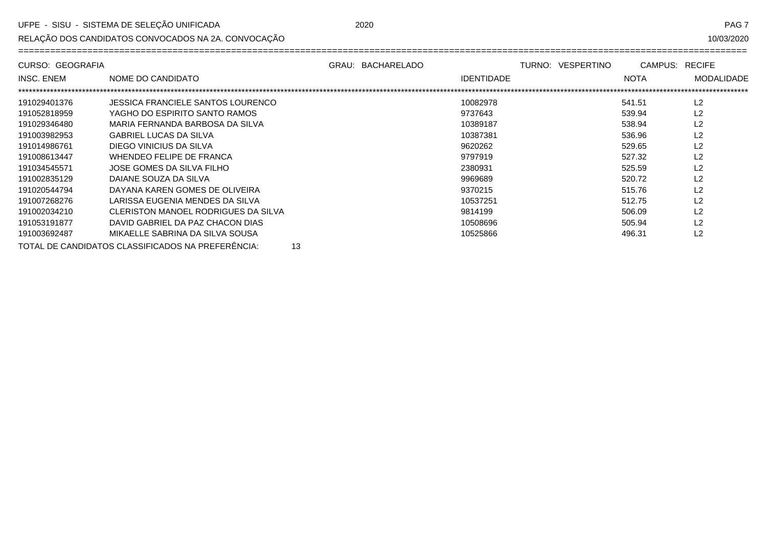CURSO: GEOGRAFIA GRAU: BACHARELADO TURNO: VESPERTINO CAMPUS: RECIFE

| INSC. ENEM | NOME DO CANDIDATO | IDENTIDADE | NOTA | MODALIDADE |
|---|---|---|---|---|
| 191029401376 | JESSICA FRANCIELE SANTOS LOURENCO | 10082978 | 541.51 | L2 |
| 191052818959 | YAGHO DO ESPIRITO SANTO RAMOS | 9737643 | 539.94 | L2 |
| 191029346480 | MARIA FERNANDA BARBOSA DA SILVA | 10389187 | 538.94 | L2 |
| 191003982953 | GABRIEL LUCAS DA SILVA | 10387381 | 536.96 | L2 |
| 191014986761 | DIEGO VINICIUS DA SILVA | 9620262 | 529.65 | L2 |
| 191008613447 | WHENDEO FELIPE DE FRANCA | 9797919 | 527.32 | L2 |
| 191034545571 | JOSE GOMES DA SILVA FILHO | 2380931 | 525.59 | L2 |
| 191002835129 | DAIANE SOUZA DA SILVA | 9969689 | 520.72 | L2 |
| 191020544794 | DAYANA KAREN GOMES DE OLIVEIRA | 9370215 | 515.76 | L2 |
| 191007268276 | LARISSA EUGENIA MENDES DA SILVA | 10537251 | 512.75 | L2 |
| 191002034210 | CLERISTON MANOEL RODRIGUES DA SILVA | 9814199 | 506.09 | L2 |
| 191053191877 | DAVID GABRIEL DA PAZ CHACON DIAS | 10508696 | 505.94 | L2 |
| 191003692487 | MIKAELLE SABRINA DA SILVA SOUSA | 10525866 | 496.31 | L2 |

TOTAL DE CANDIDATOS CLASSIFICADOS NA PREFERÊNCIA: 13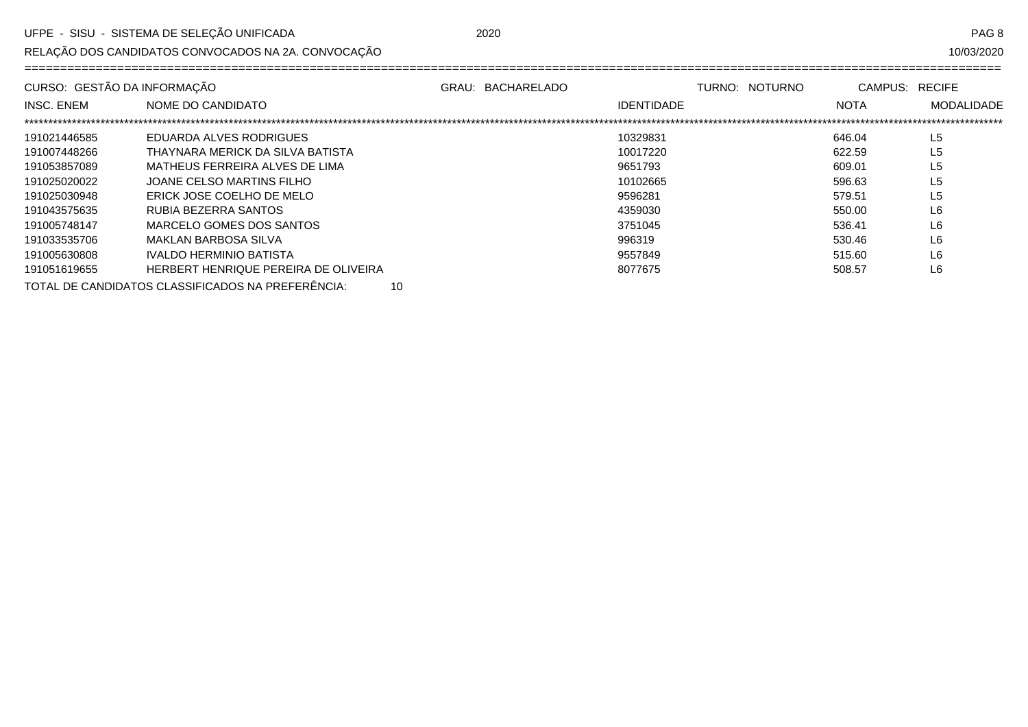CURSO: GESTÃO DA INFORMAÇÃO | GRAU: BACHARELADO | TURNO: NOTURNO | CAMPUS: RECIFE

| INSC. ENEM | NOME DO CANDIDATO | IDENTIDADE | NOTA | MODALIDADE |
|---|---|---|---|---|
| 191021446585 | EDUARDA ALVES RODRIGUES | 10329831 | 646.04 | L5 |
| 191007448266 | THAYNARA MERICK DA SILVA BATISTA | 10017220 | 622.59 | L5 |
| 191053857089 | MATHEUS FERREIRA ALVES DE LIMA | 9651793 | 609.01 | L5 |
| 191025020022 | JOANE CELSO MARTINS FILHO | 10102665 | 596.63 | L5 |
| 191025030948 | ERICK JOSE COELHO DE MELO | 9596281 | 579.51 | L5 |
| 191043575635 | RUBIA BEZERRA SANTOS | 4359030 | 550.00 | L6 |
| 191005748147 | MARCELO GOMES DOS SANTOS | 3751045 | 536.41 | L6 |
| 191033535706 | MAKLAN BARBOSA SILVA | 996319 | 530.46 | L6 |
| 191005630808 | IVALDO HERMINIO BATISTA | 9557849 | 515.60 | L6 |
| 191051619655 | HERBERT HENRIQUE PEREIRA DE OLIVEIRA | 8077675 | 508.57 | L6 |

TOTAL DE CANDIDATOS CLASSIFICADOS NA PREFERÊNCIA: 10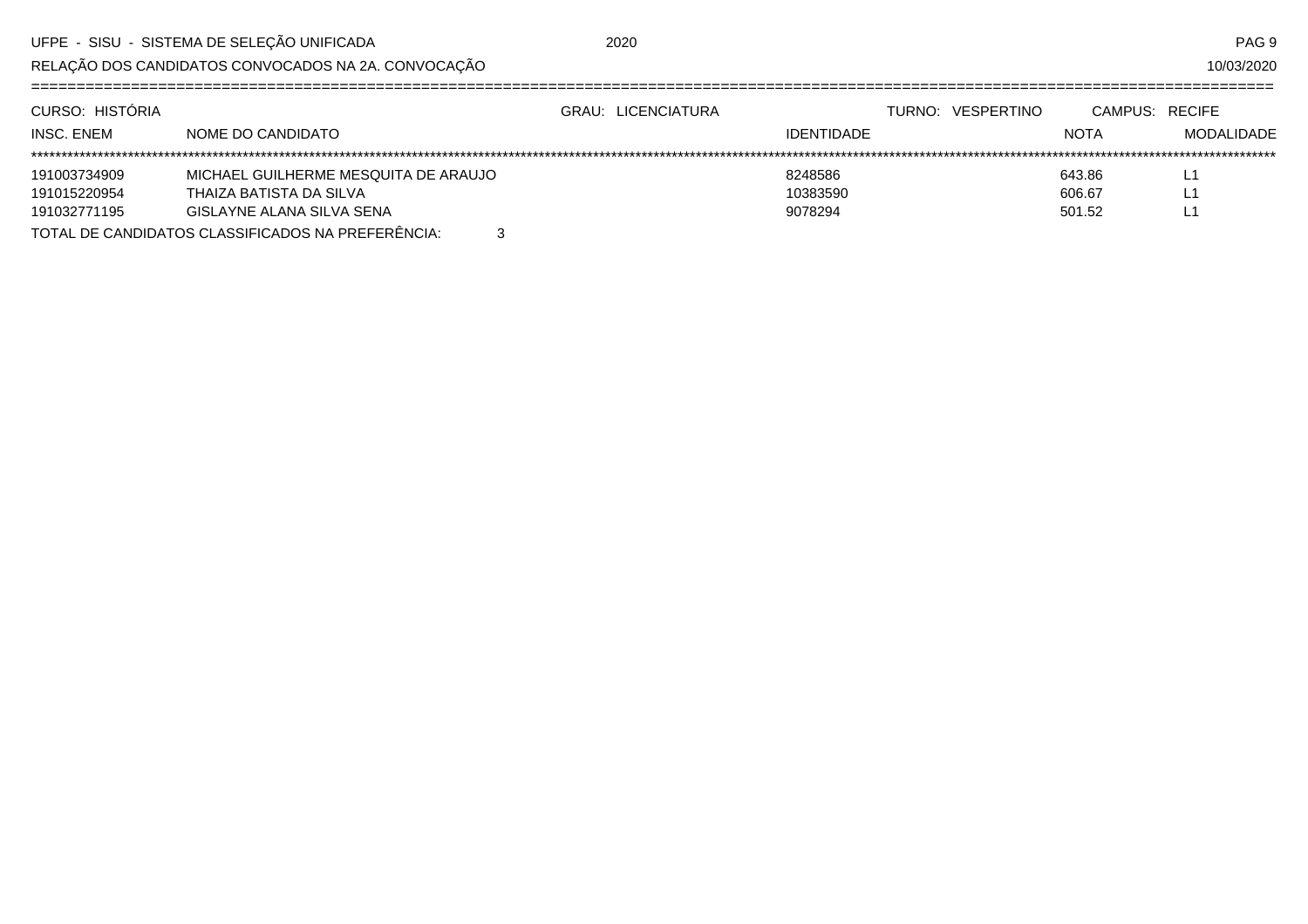UFPE - SISU - SISTEMA DE SELEÇÃO UNIFICADA 2020

RELAÇÃO DOS CANDIDATOS CONVOCADOS NA 2A. CONVOCAÇÃO 10/03/2020

CURSO: HISTÓRIA | GRAU: LICENCIATURA | TURNO: VESPERTINO | CAMPUS: RECIFE

| INSC. ENEM | NOME DO CANDIDATO | IDENTIDADE | NOTA | MODALIDADE |
|---|---|---|---|---|
| 191003734909 | MICHAEL GUILHERME MESQUITA DE ARAUJO | 8248586 | 643.86 | L1 |
| 191015220954 | THAIZA BATISTA DA SILVA | 10383590 | 606.67 | L1 |
| 191032771195 | GISLAYNE ALANA SILVA SENA | 9078294 | 501.52 | L1 |

TOTAL DE CANDIDATOS CLASSIFICADOS NA PREFERÊNCIA: 3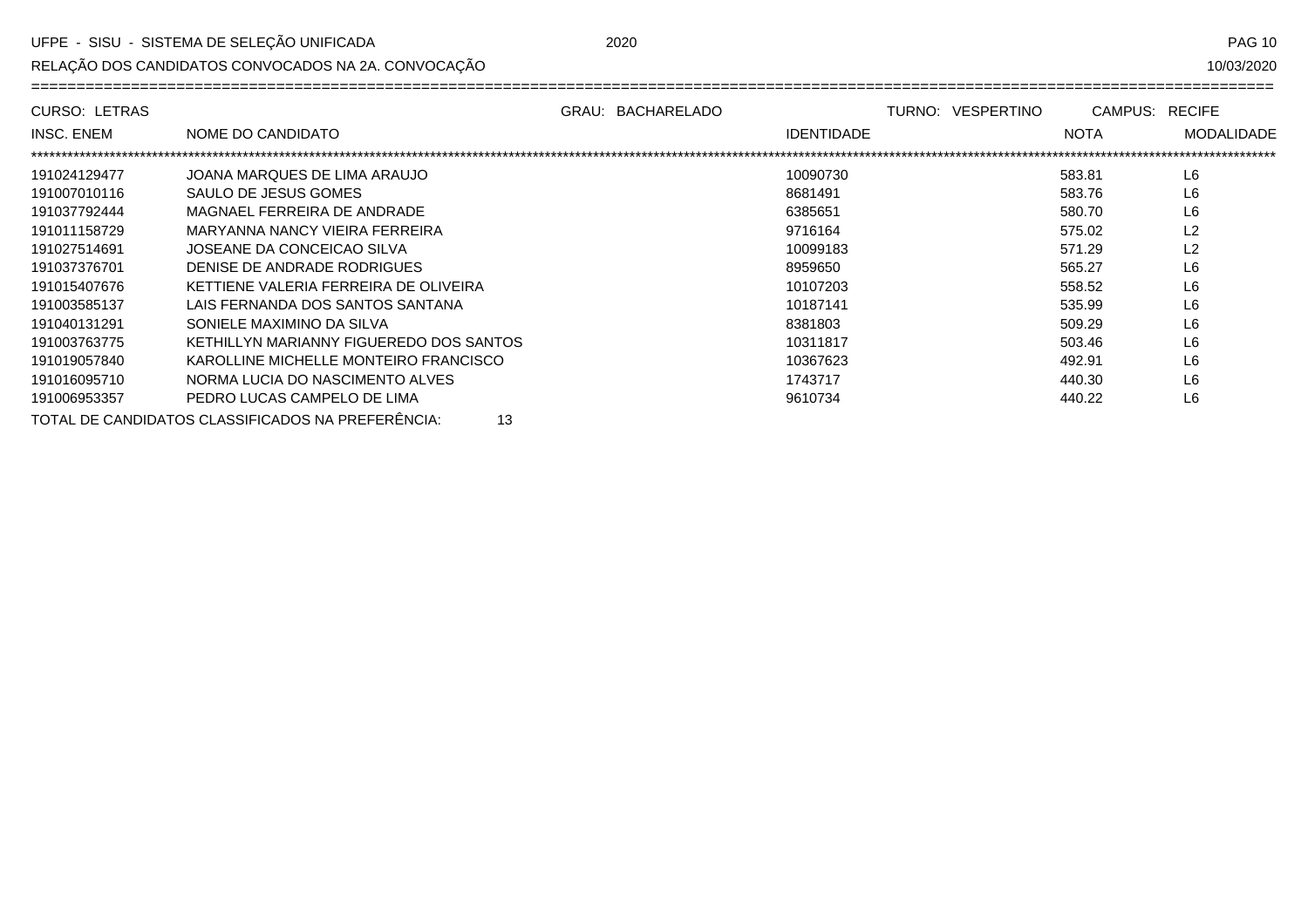UFPE - SISU - SISTEMA DE SELEÇÃO UNIFICADA 2020

RELAÇÃO DOS CANDIDATOS CONVOCADOS NA 2A. CONVOCAÇÃO 10/03/2020

CURSO: LETRAS | GRAU: BACHARELADO | TURNO: VESPERTINO | CAMPUS: RECIFE

| INSC. ENEM | NOME DO CANDIDATO | IDENTIDADE | NOTA | MODALIDADE |
|---|---|---|---|---|
| 191024129477 | JOANA MARQUES DE LIMA ARAUJO | 10090730 | 583.81 | L6 |
| 191007010116 | SAULO DE JESUS GOMES | 8681491 | 583.76 | L6 |
| 191037792444 | MAGNAEL FERREIRA DE ANDRADE | 6385651 | 580.70 | L6 |
| 191011158729 | MARYANNA NANCY VIEIRA FERREIRA | 9716164 | 575.02 | L2 |
| 191027514691 | JOSEANE DA CONCEICAO SILVA | 10099183 | 571.29 | L2 |
| 191037376701 | DENISE DE ANDRADE RODRIGUES | 8959650 | 565.27 | L6 |
| 191015407676 | KETTIENE VALERIA FERREIRA DE OLIVEIRA | 10107203 | 558.52 | L6 |
| 191003585137 | LAIS FERNANDA DOS SANTOS SANTANA | 10187141 | 535.99 | L6 |
| 191040131291 | SONIELE MAXIMINO DA SILVA | 8381803 | 509.29 | L6 |
| 191003763775 | KETHILLYN MARIANNY FIGUEREDO DOS SANTOS | 10311817 | 503.46 | L6 |
| 191019057840 | KAROLLINE MICHELLE MONTEIRO FRANCISCO | 10367623 | 492.91 | L6 |
| 191016095710 | NORMA LUCIA DO NASCIMENTO ALVES | 1743717 | 440.30 | L6 |
| 191006953357 | PEDRO LUCAS CAMPELO DE LIMA | 9610734 | 440.22 | L6 |

TOTAL DE CANDIDATOS CLASSIFICADOS NA PREFERÊNCIA: 13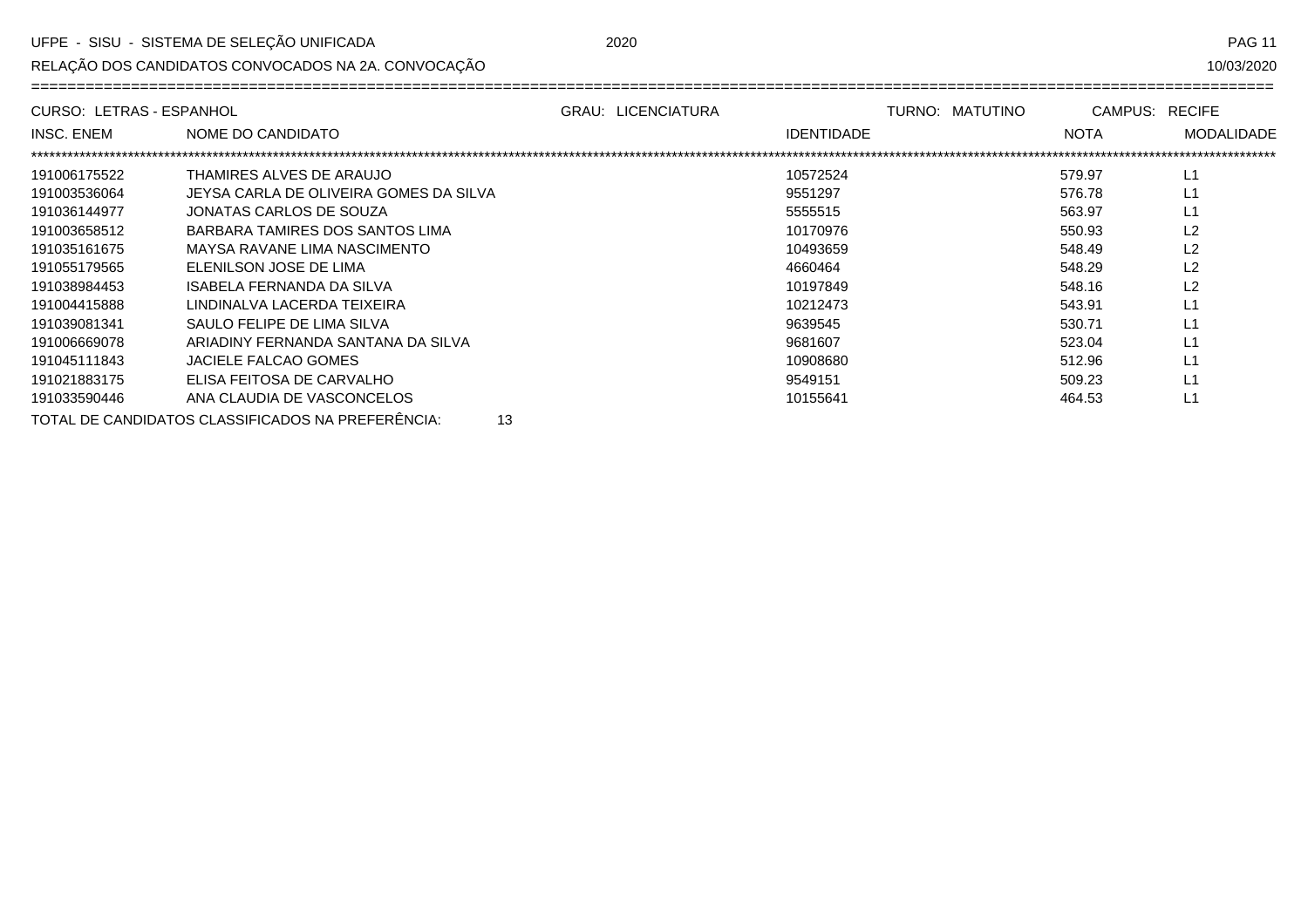UFPE - SISU - SISTEMA DE SELEÇÃO UNIFICADA 2020

RELAÇÃO DOS CANDIDATOS CONVOCADOS NA 2A. CONVOCAÇÃO 10/03/2020

CURSO: LETRAS - ESPANHOL GRAU: LICENCIATURA TURNO: MATUTINO CAMPUS: RECIFE

| INSC. ENEM | NOME DO CANDIDATO | IDENTIDADE | NOTA | MODALIDADE |
|---|---|---|---|---|
| 191006175522 | THAMIRES ALVES DE ARAUJO | 10572524 | 579.97 | L1 |
| 191003536064 | JEYSA CARLA DE OLIVEIRA GOMES DA SILVA | 9551297 | 576.78 | L1 |
| 191036144977 | JONATAS CARLOS DE SOUZA | 5555515 | 563.97 | L1 |
| 191003658512 | BARBARA TAMIRES DOS SANTOS LIMA | 10170976 | 550.93 | L2 |
| 191035161675 | MAYSA RAVANE LIMA NASCIMENTO | 10493659 | 548.49 | L2 |
| 191055179565 | ELENILSON JOSE DE LIMA | 4660464 | 548.29 | L2 |
| 191038984453 | ISABELA FERNANDA DA SILVA | 10197849 | 548.16 | L2 |
| 191004415888 | LINDINALVA LACERDA TEIXEIRA | 10212473 | 543.91 | L1 |
| 191039081341 | SAULO FELIPE DE LIMA SILVA | 9639545 | 530.71 | L1 |
| 191006669078 | ARIADINY FERNANDA SANTANA DA SILVA | 9681607 | 523.04 | L1 |
| 191045111843 | JACIELE FALCAO GOMES | 10908680 | 512.96 | L1 |
| 191021883175 | ELISA FEITOSA DE CARVALHO | 9549151 | 509.23 | L1 |
| 191033590446 | ANA CLAUDIA DE VASCONCELOS | 10155641 | 464.53 | L1 |

TOTAL DE CANDIDATOS CLASSIFICADOS NA PREFERÊNCIA: 13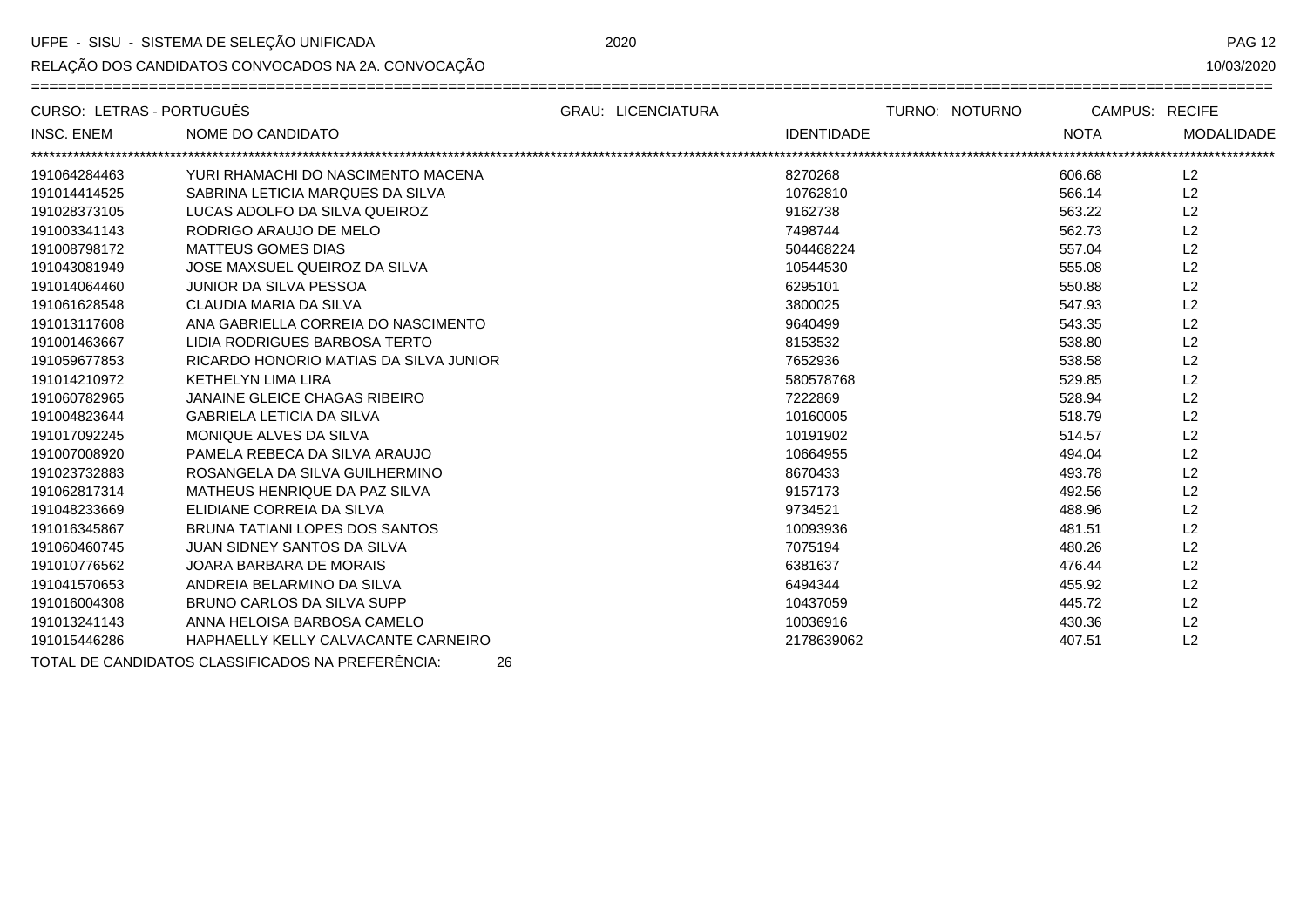UFPE - SISU - SISTEMA DE SELEÇÃO UNIFICADA 2020

RELAÇÃO DOS CANDIDATOS CONVOCADOS NA 2A. CONVOCAÇÃO 10/03/2020

CURSO: LETRAS - PORTUGUÊS GRAU: LICENCIATURA TURNO: NOTURNO CAMPUS: RECIFE

| INSC. ENEM | NOME DO CANDIDATO | IDENTIDADE | NOTA | MODALIDADE |
|---|---|---|---|---|
| 191064284463 | YURI RHAMACHI DO NASCIMENTO MACENA | 8270268 | 606.68 | L2 |
| 191014414525 | SABRINA LETICIA MARQUES DA SILVA | 10762810 | 566.14 | L2 |
| 191028373105 | LUCAS ADOLFO DA SILVA QUEIROZ | 9162738 | 563.22 | L2 |
| 191003341143 | RODRIGO ARAUJO DE MELO | 7498744 | 562.73 | L2 |
| 191008798172 | MATTEUS GOMES DIAS | 504468224 | 557.04 | L2 |
| 191043081949 | JOSE MAXSUEL QUEIROZ DA SILVA | 10544530 | 555.08 | L2 |
| 191014064460 | JUNIOR DA SILVA PESSOA | 6295101 | 550.88 | L2 |
| 191061628548 | CLAUDIA MARIA DA SILVA | 3800025 | 547.93 | L2 |
| 191013117608 | ANA GABRIELLA CORREIA DO NASCIMENTO | 9640499 | 543.35 | L2 |
| 191001463667 | LIDIA RODRIGUES BARBOSA TERTO | 8153532 | 538.80 | L2 |
| 191059677853 | RICARDO HONORIO MATIAS DA SILVA JUNIOR | 7652936 | 538.58 | L2 |
| 191014210972 | KETHELYN LIMA LIRA | 580578768 | 529.85 | L2 |
| 191060782965 | JANAINE GLEICE CHAGAS RIBEIRO | 7222869 | 528.94 | L2 |
| 191004823644 | GABRIELA LETICIA DA SILVA | 10160005 | 518.79 | L2 |
| 191017092245 | MONIQUE ALVES DA SILVA | 10191902 | 514.57 | L2 |
| 191007008920 | PAMELA REBECA DA SILVA ARAUJO | 10664955 | 494.04 | L2 |
| 191023732883 | ROSANGELA DA SILVA GUILHERMINO | 8670433 | 493.78 | L2 |
| 191062817314 | MATHEUS HENRIQUE DA PAZ SILVA | 9157173 | 492.56 | L2 |
| 191048233669 | ELIDIANE CORREIA DA SILVA | 9734521 | 488.96 | L2 |
| 191016345867 | BRUNA TATIANI LOPES DOS SANTOS | 10093936 | 481.51 | L2 |
| 191060460745 | JUAN SIDNEY SANTOS DA SILVA | 7075194 | 480.26 | L2 |
| 191010776562 | JOARA BARBARA DE MORAIS | 6381637 | 476.44 | L2 |
| 191041570653 | ANDREIA BELARMINO DA SILVA | 6494344 | 455.92 | L2 |
| 191016004308 | BRUNO CARLOS DA SILVA SUPP | 10437059 | 445.72 | L2 |
| 191013241143 | ANNA HELOISA BARBOSA CAMELO | 10036916 | 430.36 | L2 |
| 191015446286 | HAPHAELLY KELLY CALVACANTE CARNEIRO | 2178639062 | 407.51 | L2 |

TOTAL DE CANDIDATOS CLASSIFICADOS NA PREFERÊNCIA: 26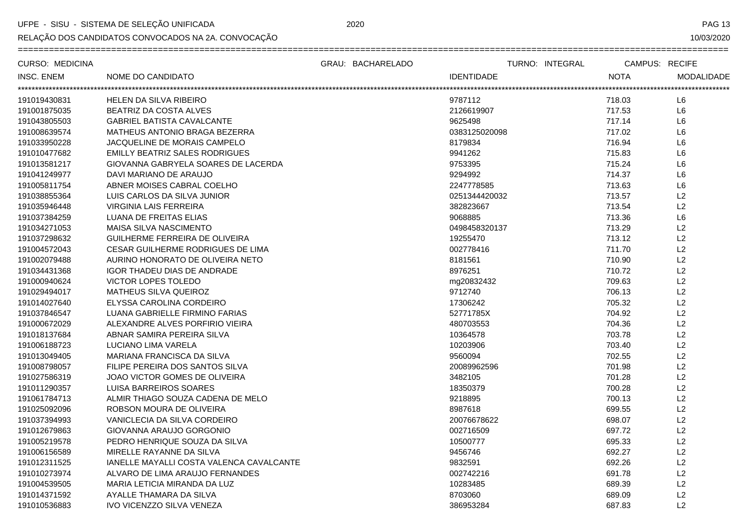UFPE - SISU - SISTEMA DE SELEÇÃO UNIFICADA 2020

RELAÇÃO DOS CANDIDATOS CONVOCADOS NA 2A. CONVOCAÇÃO 10/03/2020

CURSO: MEDICINA GRAU: BACHARELADO TURNO: INTEGRAL CAMPUS: RECIFE

| INSC. ENEM | NOME DO CANDIDATO | IDENTIDADE | NOTA | MODALIDADE |
|---|---|---|---|---|
| 191019430831 | HELEN DA SILVA RIBEIRO | 9787112 | 718.03 | L6 |
| 191001875035 | BEATRIZ DA COSTA ALVES | 2126619907 | 717.53 | L6 |
| 191043805503 | GABRIEL BATISTA CAVALCANTE | 9625498 | 717.14 | L6 |
| 191008639574 | MATHEUS ANTONIO BRAGA BEZERRA | 0383125020098 | 717.02 | L6 |
| 191033950228 | JACQUELINE DE MORAIS CAMPELO | 8179834 | 716.94 | L6 |
| 191010477682 | EMILLY BEATRIZ SALES RODRIGUES | 9941262 | 715.83 | L6 |
| 191013581217 | GIOVANNA GABRYELA SOARES DE LACERDA | 9753395 | 715.24 | L6 |
| 191041249977 | DAVI MARIANO DE ARAUJO | 9294992 | 714.37 | L6 |
| 191005811754 | ABNER MOISES CABRAL COELHO | 2247778585 | 713.63 | L6 |
| 191038855364 | LUIS CARLOS DA SILVA JUNIOR | 0251344420032 | 713.57 | L2 |
| 191035946448 | VIRGINIA LAIS FERREIRA | 382823667 | 713.54 | L2 |
| 191037384259 | LUANA DE FREITAS ELIAS | 9068885 | 713.36 | L6 |
| 191034271053 | MAISA SILVA NASCIMENTO | 0498458320137 | 713.29 | L2 |
| 191037298632 | GUILHERME FERREIRA DE OLIVEIRA | 19255470 | 713.12 | L2 |
| 191004572043 | CESAR GUILHERME RODRIGUES DE LIMA | 002778416 | 711.70 | L2 |
| 191002079488 | AURINO HONORATO DE OLIVEIRA NETO | 8181561 | 710.90 | L2 |
| 191034431368 | IGOR THADEU DIAS DE ANDRADE | 8976251 | 710.72 | L2 |
| 191000940624 | VICTOR LOPES TOLEDO | mg20832432 | 709.63 | L2 |
| 191029494017 | MATHEUS SILVA QUEIROZ | 9712740 | 706.13 | L2 |
| 191014027640 | ELYSSA CAROLINA CORDEIRO | 17306242 | 705.32 | L2 |
| 191037846547 | LUANA GABRIELLE FIRMINO FARIAS | 52771785X | 704.92 | L2 |
| 191000672029 | ALEXANDRE ALVES PORFIRIO VIEIRA | 480703553 | 704.36 | L2 |
| 191018137684 | ABNAR SAMIRA PEREIRA SILVA | 10364578 | 703.78 | L2 |
| 191006188723 | LUCIANO LIMA VARELA | 10203906 | 703.40 | L2 |
| 191013049405 | MARIANA FRANCISCA DA SILVA | 9560094 | 702.55 | L2 |
| 191008798057 | FILIPE PEREIRA DOS SANTOS SILVA | 20089962596 | 701.98 | L2 |
| 191027586319 | JOAO VICTOR GOMES DE OLIVEIRA | 3482105 | 701.28 | L2 |
| 191011290357 | LUISA BARREIROS SOARES | 18350379 | 700.28 | L2 |
| 191061784713 | ALMIR THIAGO SOUZA CADENA DE MELO | 9218895 | 700.13 | L2 |
| 191025092096 | ROBSON MOURA DE OLIVEIRA | 8987618 | 699.55 | L2 |
| 191037394993 | VANICLECIA DA SILVA CORDEIRO | 20076678622 | 698.07 | L2 |
| 191012679863 | GIOVANNA ARAUJO GORGONIO | 002716509 | 697.72 | L2 |
| 191005219578 | PEDRO HENRIQUE SOUZA DA SILVA | 10500777 | 695.33 | L2 |
| 191006156589 | MIRELLE RAYANNE DA SILVA | 9456746 | 692.27 | L2 |
| 191012311525 | IANELLE MAYALLI COSTA VALENCA CAVALCANTE | 9832591 | 692.26 | L2 |
| 191010273974 | ALVARO DE LIMA ARAUJO FERNANDES | 002742216 | 691.78 | L2 |
| 191004539505 | MARIA LETICIA MIRANDA DA LUZ | 10283485 | 689.39 | L2 |
| 191014371592 | AYALLE THAMARA DA SILVA | 8703060 | 689.09 | L2 |
| 191010536883 | IVO VICENZZO SILVA VENEZA | 386953284 | 687.83 | L2 |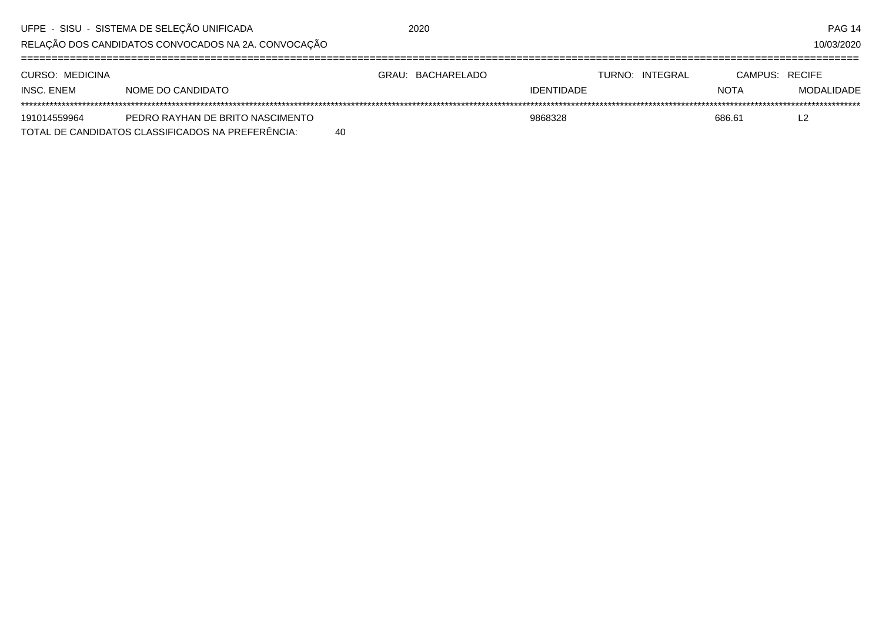UFPE - SISU - SISTEMA DE SELEÇÃO UNIFICADA 2020

RELAÇÃO DOS CANDIDATOS CONVOCADOS NA 2A. CONVOCAÇÃO 10/03/2020

CURSO: MEDICINA GRAU: BACHARELADO TURNO: INTEGRAL CAMPUS: RECIFE

| INSC. ENEM | NOME DO CANDIDATO | IDENTIDADE | NOTA | MODALIDADE |
|---|---|---|---|---|
| 191014559964 | PEDRO RAYHAN DE BRITO NASCIMENTO | 9868328 | 686.61 | L2 |

TOTAL DE CANDIDATOS CLASSIFICADOS NA PREFERÊNCIA: 40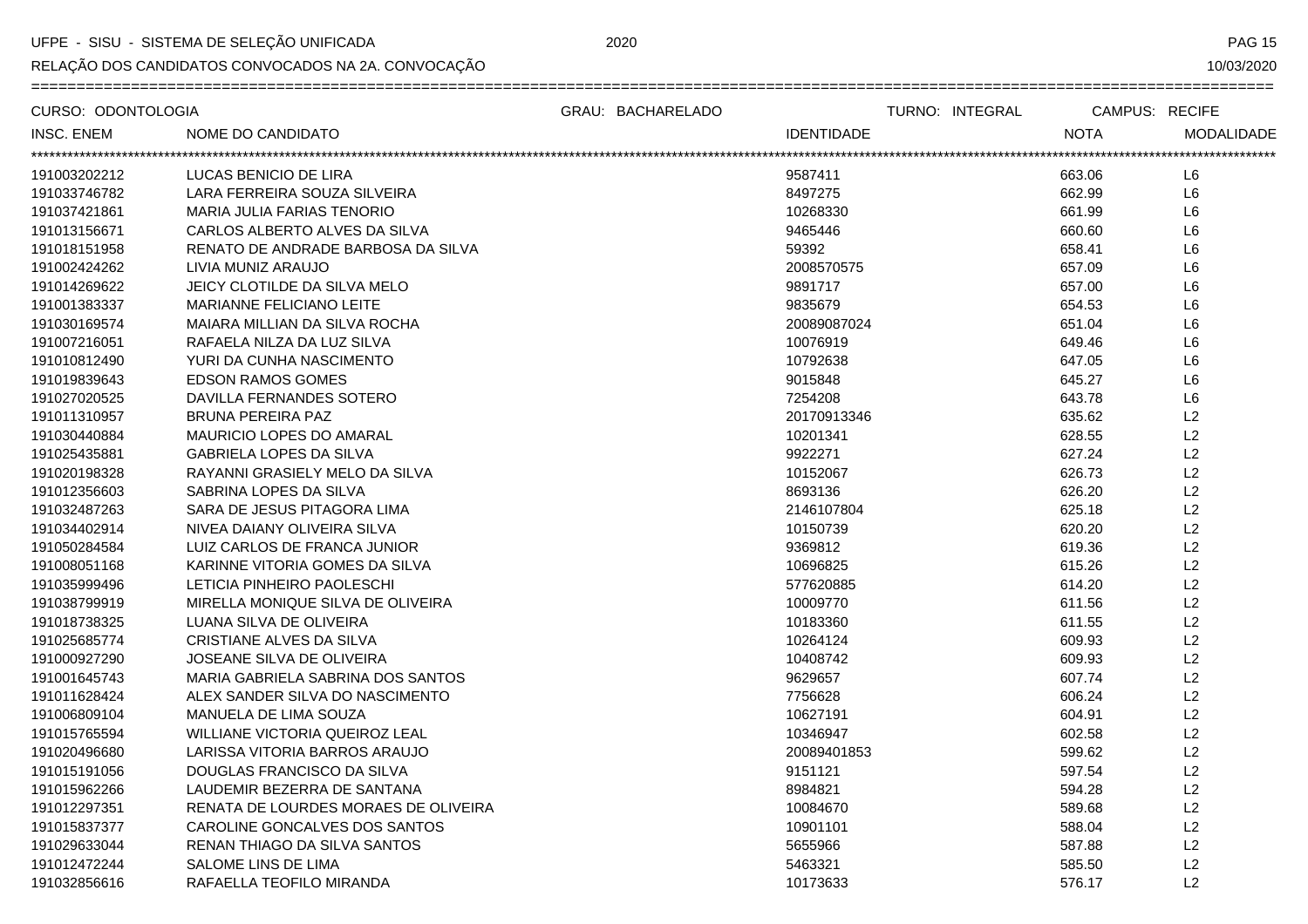UFPE - SISU - SISTEMA DE SELEÇÃO UNIFICADA 2020

RELAÇÃO DOS CANDIDATOS CONVOCADOS NA 2A. CONVOCAÇÃO 10/03/2020

CURSO: ODONTOLOGIA | GRAU: BACHARELADO | TURNO: INTEGRAL | CAMPUS: RECIFE

| INSC. ENEM | NOME DO CANDIDATO | IDENTIDADE | NOTA | MODALIDADE |
|---|---|---|---|---|
| 191003202212 | LUCAS BENICIO DE LIRA | 9587411 | 663.06 | L6 |
| 191033746782 | LARA FERREIRA SOUZA SILVEIRA | 8497275 | 662.99 | L6 |
| 191037421861 | MARIA JULIA FARIAS TENORIO | 10268330 | 661.99 | L6 |
| 191013156671 | CARLOS ALBERTO ALVES DA SILVA | 9465446 | 660.60 | L6 |
| 191018151958 | RENATO DE ANDRADE BARBOSA DA SILVA | 59392 | 658.41 | L6 |
| 191002424262 | LIVIA MUNIZ ARAUJO | 2008570575 | 657.09 | L6 |
| 191014269622 | JEICY CLOTILDE DA SILVA MELO | 9891717 | 657.00 | L6 |
| 191001383337 | MARIANNE FELICIANO LEITE | 9835679 | 654.53 | L6 |
| 191030169574 | MAIARA MILLIAN DA SILVA ROCHA | 20089087024 | 651.04 | L6 |
| 191007216051 | RAFAELA NILZA DA LUZ SILVA | 10076919 | 649.46 | L6 |
| 191010812490 | YURI DA CUNHA NASCIMENTO | 10792638 | 647.05 | L6 |
| 191019839643 | EDSON RAMOS GOMES | 9015848 | 645.27 | L6 |
| 191027020525 | DAVILLA FERNANDES SOTERO | 7254208 | 643.78 | L6 |
| 191011310957 | BRUNA PEREIRA PAZ | 20170913346 | 635.62 | L2 |
| 191030440884 | MAURICIO LOPES DO AMARAL | 10201341 | 628.55 | L2 |
| 191025435881 | GABRIELA LOPES DA SILVA | 9922271 | 627.24 | L2 |
| 191020198328 | RAYANNI GRASIELY MELO DA SILVA | 10152067 | 626.73 | L2 |
| 191012356603 | SABRINA LOPES DA SILVA | 8693136 | 626.20 | L2 |
| 191032487263 | SARA DE JESUS PITAGORA LIMA | 2146107804 | 625.18 | L2 |
| 191034402914 | NIVEA DAIANY OLIVEIRA SILVA | 10150739 | 620.20 | L2 |
| 191050284584 | LUIZ CARLOS DE FRANCA JUNIOR | 9369812 | 619.36 | L2 |
| 191008051168 | KARINNE VITORIA GOMES DA SILVA | 10696825 | 615.26 | L2 |
| 191035999496 | LETICIA PINHEIRO PAOLESCHI | 577620885 | 614.20 | L2 |
| 191038799919 | MIRELLA MONIQUE SILVA DE OLIVEIRA | 10009770 | 611.56 | L2 |
| 191018738325 | LUANA SILVA DE OLIVEIRA | 10183360 | 611.55 | L2 |
| 191025685774 | CRISTIANE ALVES DA SILVA | 10264124 | 609.93 | L2 |
| 191000927290 | JOSEANE SILVA DE OLIVEIRA | 10408742 | 609.93 | L2 |
| 191001645743 | MARIA GABRIELA SABRINA DOS SANTOS | 9629657 | 607.74 | L2 |
| 191011628424 | ALEX SANDER SILVA DO NASCIMENTO | 7756628 | 606.24 | L2 |
| 191006809104 | MANUELA DE LIMA SOUZA | 10627191 | 604.91 | L2 |
| 191015765594 | WILLIANE VICTORIA QUEIROZ LEAL | 10346947 | 602.58 | L2 |
| 191020496680 | LARISSA VITORIA BARROS ARAUJO | 20089401853 | 599.62 | L2 |
| 191015191056 | DOUGLAS FRANCISCO DA SILVA | 9151121 | 597.54 | L2 |
| 191015962266 | LAUDEMIR BEZERRA DE SANTANA | 8984821 | 594.28 | L2 |
| 191012297351 | RENATA DE LOURDES MORAES DE OLIVEIRA | 10084670 | 589.68 | L2 |
| 191015837377 | CAROLINE GONCALVES DOS SANTOS | 10901101 | 588.04 | L2 |
| 191029633044 | RENAN THIAGO DA SILVA SANTOS | 5655966 | 587.88 | L2 |
| 191012472244 | SALOME LINS DE LIMA | 5463321 | 585.50 | L2 |
| 191032856616 | RAFAELLA TEOFILO MIRANDA | 10173633 | 576.17 | L2 |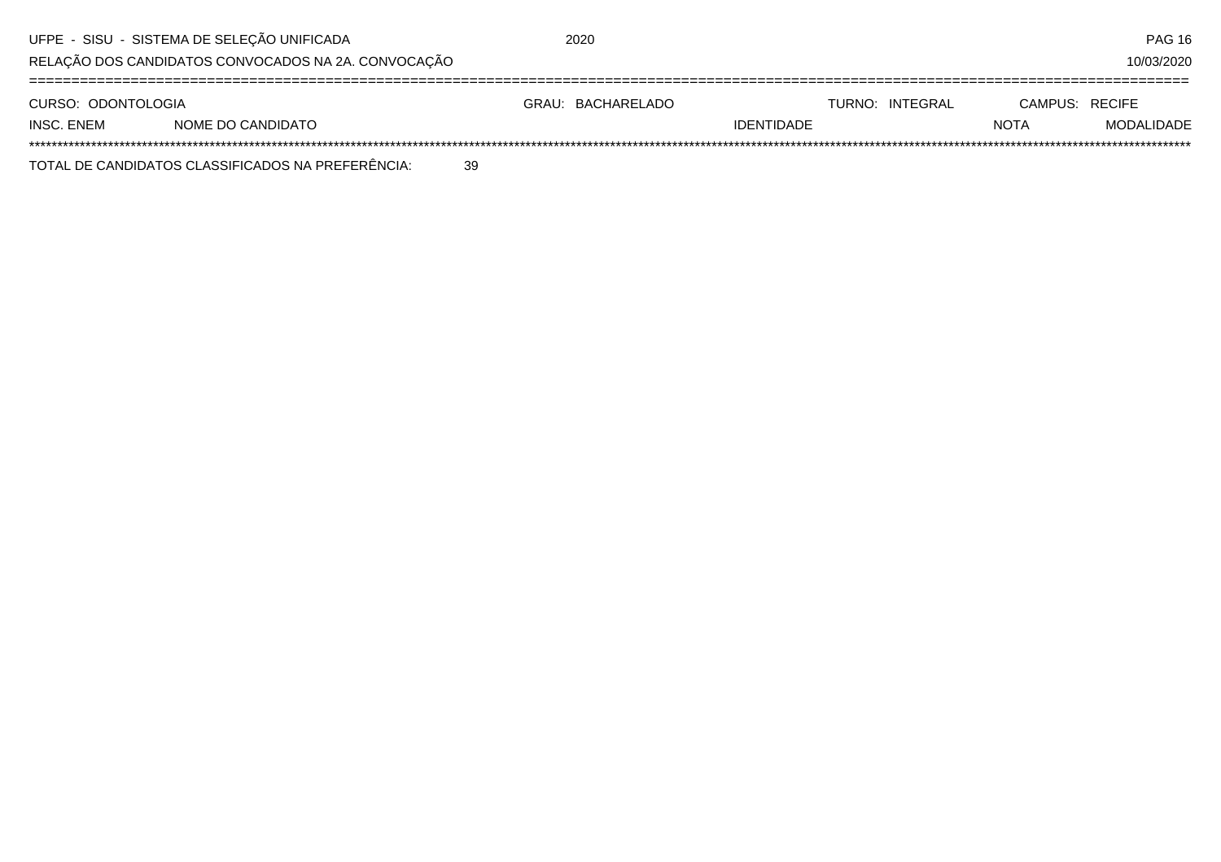CURSO: ODONTOLOGIA GRAU: BACHARELADO TURNO: INTEGRAL CAMPUS: RECIFE

| INSC. ENEM | NOME DO CANDIDATO | IDENTIDADE | NOTA | MODALIDADE |
| --- | --- | --- | --- | --- |

TOTAL DE CANDIDATOS CLASSIFICADOS NA PREFERÊNCIA: 39